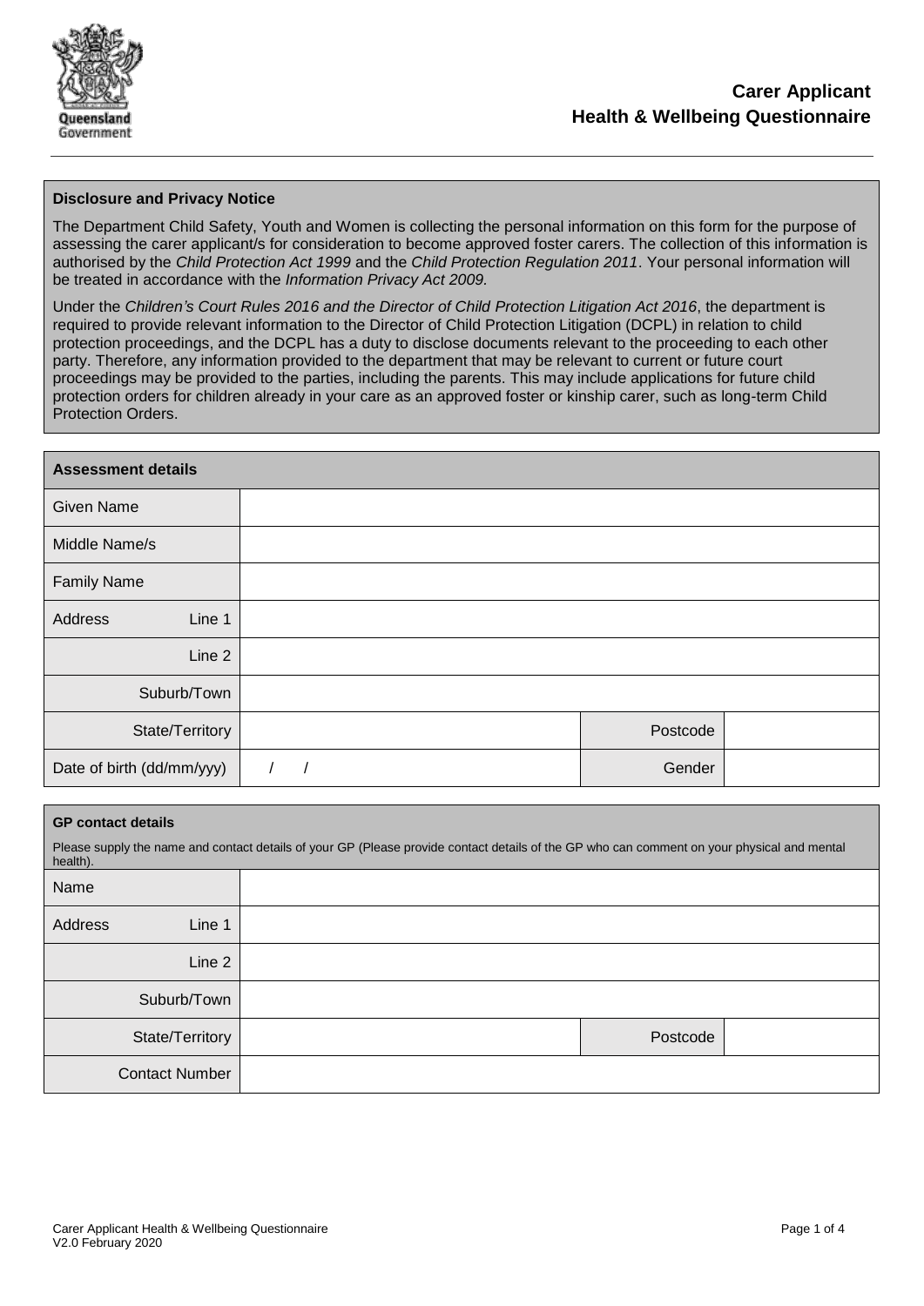# Carer Applicant
# Health & Wellbeing Questionnaire

**Disclosure and Privacy Notice**

The Department Child Safety, Youth and Women is collecting the personal information on this form for the purpose of assessing the carer applicant/s for consideration to become approved foster carers. The collection of this information is authorised by the *Child Protection Act 1999* and the *Child Protection Regulation 2011*. Your personal information will be treated in accordance with the *Information Privacy Act 2009.*

Under the *Children's Court Rules 2016 and the Director of Child Protection Litigation Act 2016*, the department is required to provide relevant information to the Director of Child Protection Litigation (DCPL) in relation to child protection proceedings, and the DCPL has a duty to disclose documents relevant to the proceeding to each other party. Therefore, any information provided to the department that may be relevant to current or future court proceedings may be provided to the parties, including the parents. This may include applications for future child protection orders for children already in your care as an approved foster or kinship carer, such as long-term Child Protection Orders.

| **Assessment details** | | | |
|---|---|---|---|
| Given Name | | | |
| Middle Name/s | | | |
| Family Name | | | |
| Address Line 1 | | | |
| Line 2 | | | |
| Suburb/Town | | | |
| State/Territory | | Postcode | |
| Date of birth (dd/mm/yyy) | / / | Gender | |

| **GP contact details**<br>Please supply the name and contact details of your GP (Please provide contact details of the GP who can comment on your physical and mental health). | | | |
|---|---|---|---|
| Name | | | |
| Address Line 1 | | | |
| Line 2 | | | |
| Suburb/Town | | | |
| State/Territory | | Postcode | |
| Contact Number | | | |

Carer Applicant Health & Wellbeing Questionnaire
V2.0 February 2020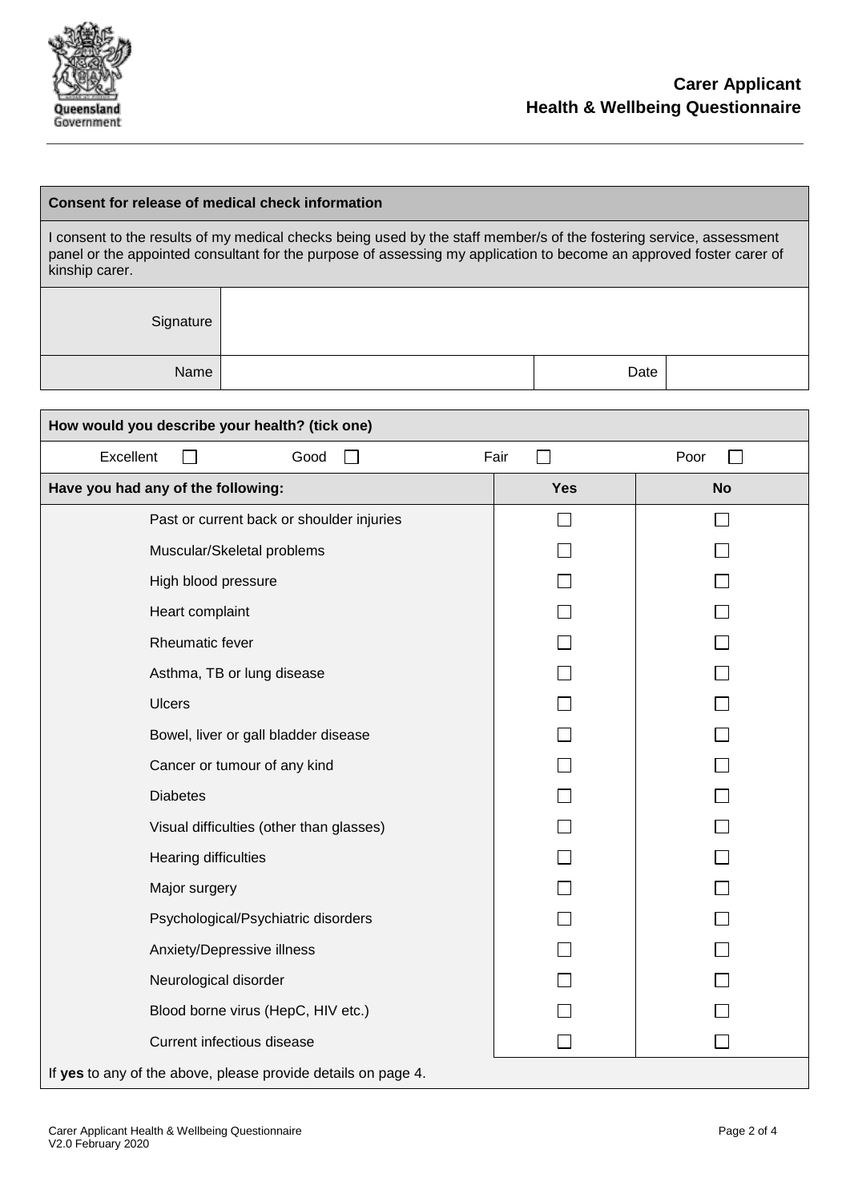# Carer Applicant Health & Wellbeing Questionnaire

| **Consent for release of medical check information** | | | |
|---|---|---|---|
| I consent to the results of my medical checks being used by the staff member/s of the fostering service, assessment panel or the appointed consultant for the purpose of assessing my application to become an approved foster carer of kinship carer. | | | |
| Signature | | | |
| Name | | Date | |

| **How would you describe your health? (tick one)** | | |
|---|---|---|
| Excellent ☐ Good ☐ | Fair ☐ | Poor ☐ |
| **Have you had any of the following:** | **Yes** | **No** |
| Past or current back or shoulder injuries | ☐ | ☐ |
| Muscular/Skeletal problems | ☐ | ☐ |
| High blood pressure | ☐ | ☐ |
| Heart complaint | ☐ | ☐ |
| Rheumatic fever | ☐ | ☐ |
| Asthma, TB or lung disease | ☐ | ☐ |
| Ulcers | ☐ | ☐ |
| Bowel, liver or gall bladder disease | ☐ | ☐ |
| Cancer or tumour of any kind | ☐ | ☐ |
| Diabetes | ☐ | ☐ |
| Visual difficulties (other than glasses) | ☐ | ☐ |
| Hearing difficulties | ☐ | ☐ |
| Major surgery | ☐ | ☐ |
| Psychological/Psychiatric disorders | ☐ | ☐ |
| Anxiety/Depressive illness | ☐ | ☐ |
| Neurological disorder | ☐ | ☐ |
| Blood borne virus (HepC, HIV etc.) | ☐ | ☐ |
| Current infectious disease | ☐ | ☐ |
| If **yes** to any of the above, please provide details on page 4. | | |

Carer Applicant Health & Wellbeing Questionnaire
V2.0 February 2020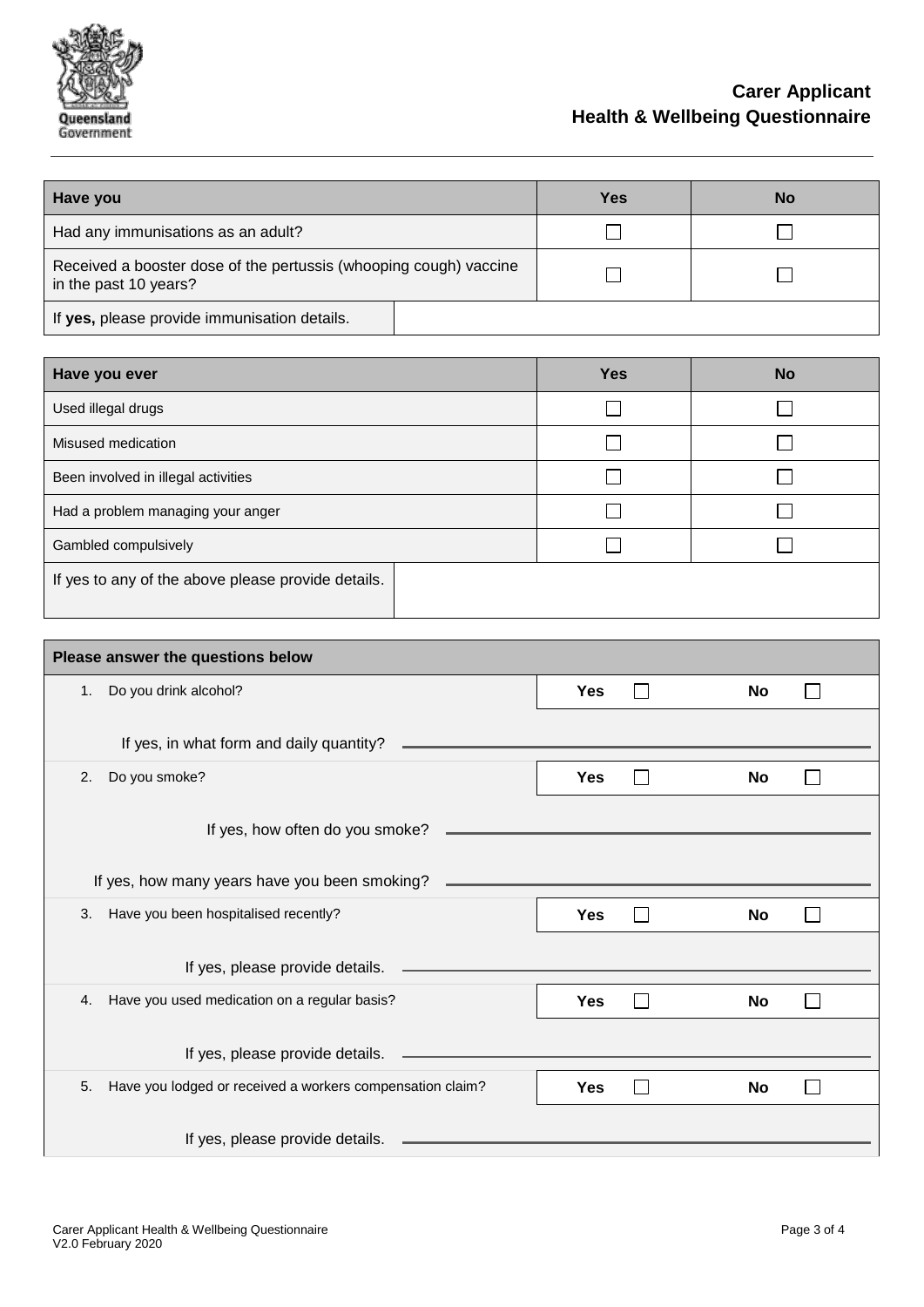# Carer Applicant Health & Wellbeing Questionnaire

| Have you | Yes | No |
|---|---|---|
| Had any immunisations as an adult? | ☐ | ☐ |
| Received a booster dose of the pertussis (whooping cough) vaccine in the past 10 years? | ☐ | ☐ |
| If **yes,** please provide immunisation details. | | |

| Have you ever | Yes | No |
|---|---|---|
| Used illegal drugs | ☐ | ☐ |
| Misused medication | ☐ | ☐ |
| Been involved in illegal activities | ☐ | ☐ |
| Had a problem managing your anger | ☐ | ☐ |
| Gambled compulsively | ☐ | ☐ |
| If yes to any of the above please provide details. | | |

| Please answer the questions below | | |
|---|---|---|
| 1. Do you drink alcohol? | **Yes** ☐ | **No** ☐ |
| If yes, in what form and daily quantity? ______________________ | | |
| 2. Do you smoke? | **Yes** ☐ | **No** ☐ |
| If yes, how often do you smoke? ______________________ | | |
| If yes, how many years have you been smoking? ______________________ | | |
| 3. Have you been hospitalised recently? | **Yes** ☐ | **No** ☐ |
| If yes, please provide details. ______________________ | | |
| 4. Have you used medication on a regular basis? | **Yes** ☐ | **No** ☐ |
| If yes, please provide details. ______________________ | | |
| 5. Have you lodged or received a workers compensation claim? | **Yes** ☐ | **No** ☐ |
| If yes, please provide details. ______________________ | | |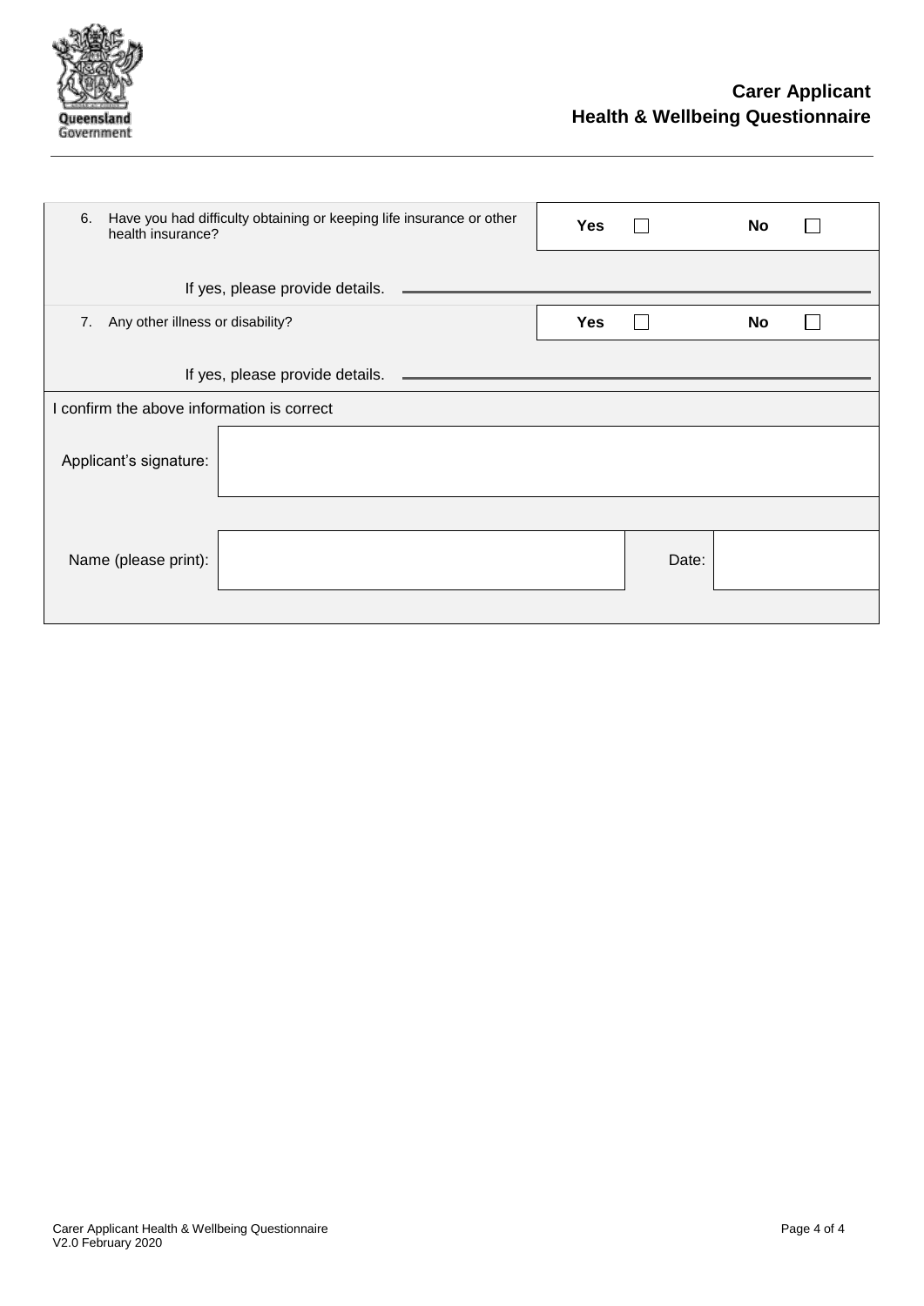# Carer Applicant Health & Wellbeing Questionnaire

| | | |
|---|---|---|
| 6. Have you had difficulty obtaining or keeping life insurance or other health insurance? | **Yes** ☐ | **No** ☐ |
| If yes, please provide details. | | |
| 7. Any other illness or disability? | **Yes** ☐ | **No** ☐ |
| If yes, please provide details. | | |

I confirm the above information is correct

| | | | |
|---|---|---|---|
| Applicant's signature: | | | |
| Name (please print): | | Date: | |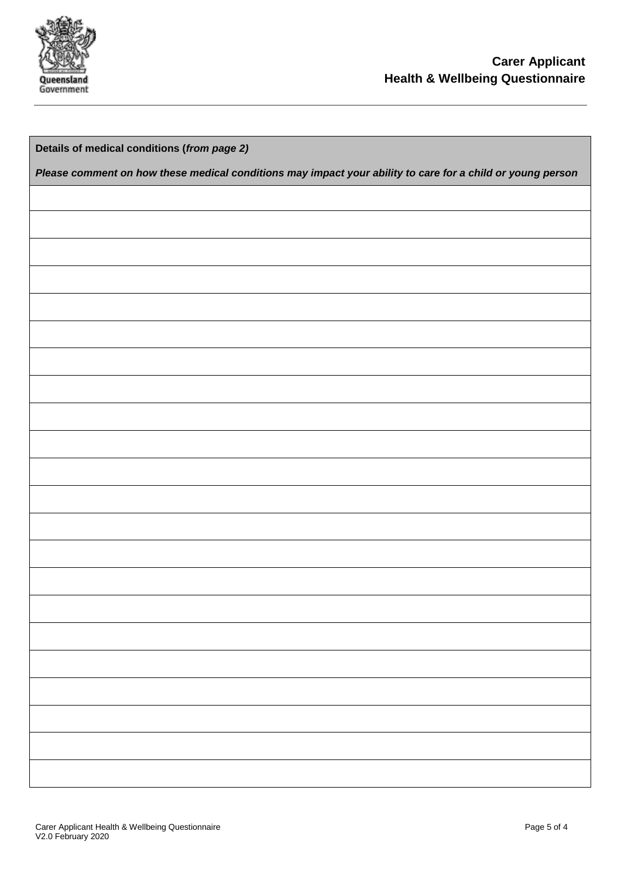**Carer Applicant**
**Health & Wellbeing Questionnaire**

| **Details of medical conditions (*from page 2)***<br>***Please comment on how these medical conditions may impact your ability to care for a child or young person*** |
|---|
| |
| |
| |
| |
| |
| |
| |
| |
| |
| |
| |
| |
| |
| |
| |
| |
| |
| |
| |
| |
| |
| |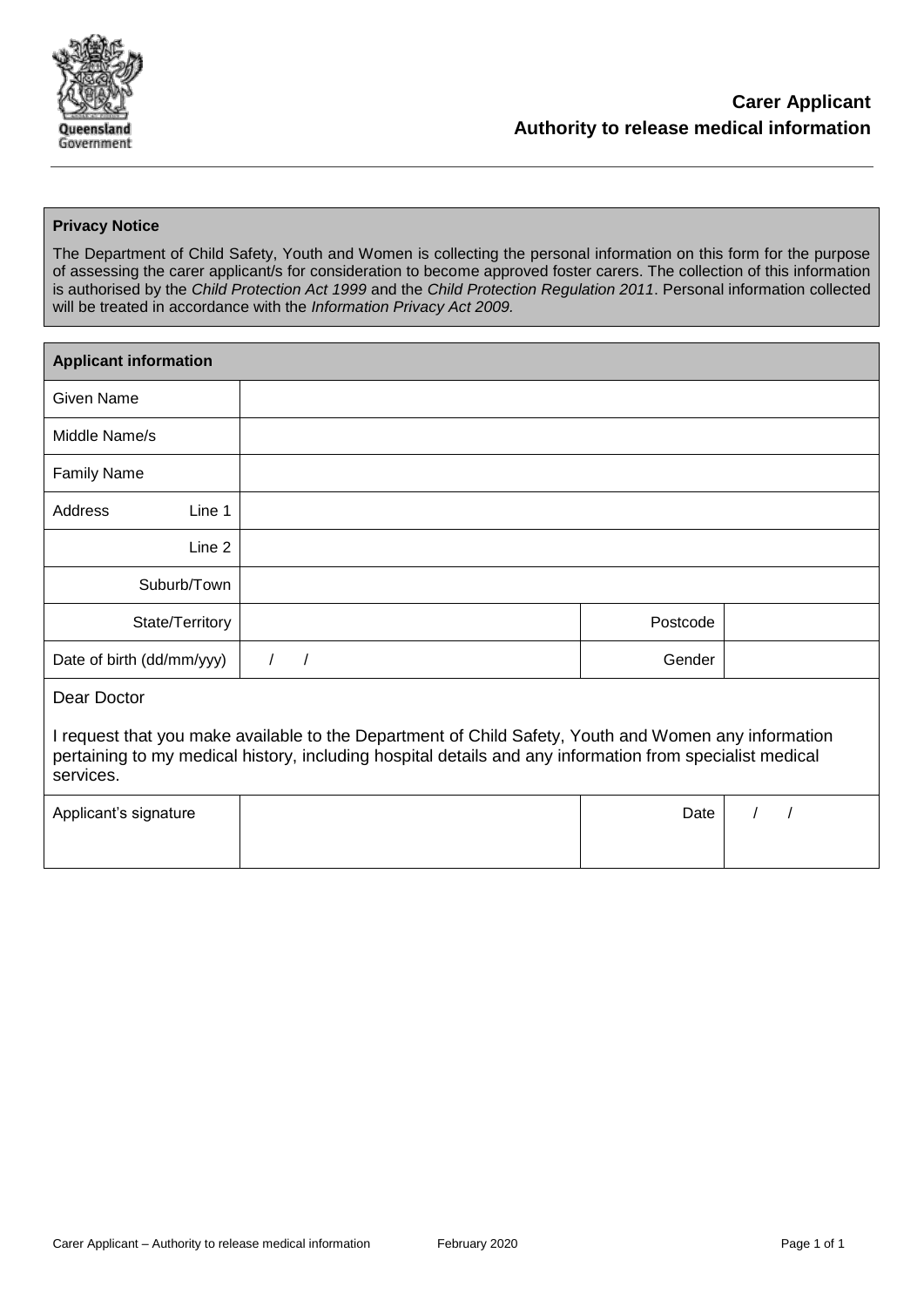# Carer Applicant
# Authority to release medical information

**Privacy Notice**

The Department of Child Safety, Youth and Women is collecting the personal information on this form for the purpose of assessing the carer applicant/s for consideration to become approved foster carers. The collection of this information is authorised by the *Child Protection Act 1999* and the *Child Protection Regulation 2011*. Personal information collected will be treated in accordance with the *Information Privacy Act 2009.*

| **Applicant information** | | | |
|---|---|---|---|
| Given Name | | | |
| Middle Name/s | | | |
| Family Name | | | |
| Address Line 1 | | | |
| Line 2 | | | |
| Suburb/Town | | | |
| State/Territory | | Postcode | |
| Date of birth (dd/mm/yyy) | / / | Gender | |

Dear Doctor

I request that you make available to the Department of Child Safety, Youth and Women any information pertaining to my medical history, including hospital details and any information from specialist medical services.

| | | | |
|---|---|---|---|
| Applicant's signature | | Date | / / |